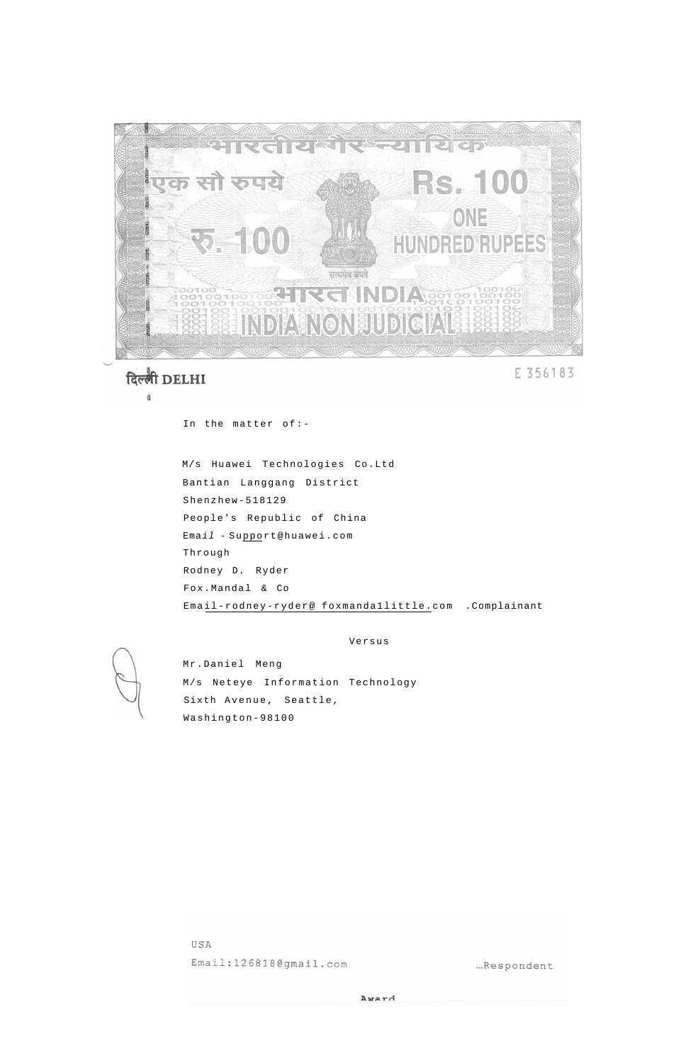भारतीय गैर न्यायिक

एक सौ रुपये

रु. 100

Rs. 100

ONE HUNDRED RUPEES

सत्यमेव जयते

भारत INDIA

INDIA NON JUDICIAL

दिल्ली DELHI

E 356183

In the matter of:-

M/s Huawei Technologies Co.Ltd
Bantian Langgang District
Shenzhew-518129
People's Republic of China
Email - Support@huawei.com
Through
Rodney D. Ryder
Fox.Mandal & Co
Email-rodney-ryder@ foxmanda1little.com .Complainant

Versus

Mr.Daniel Meng
M/s Neteye Information Technology
Sixth Avenue, Seattle,
Washington-98100
USA
Email:126818@gmail.com …Respondent

Award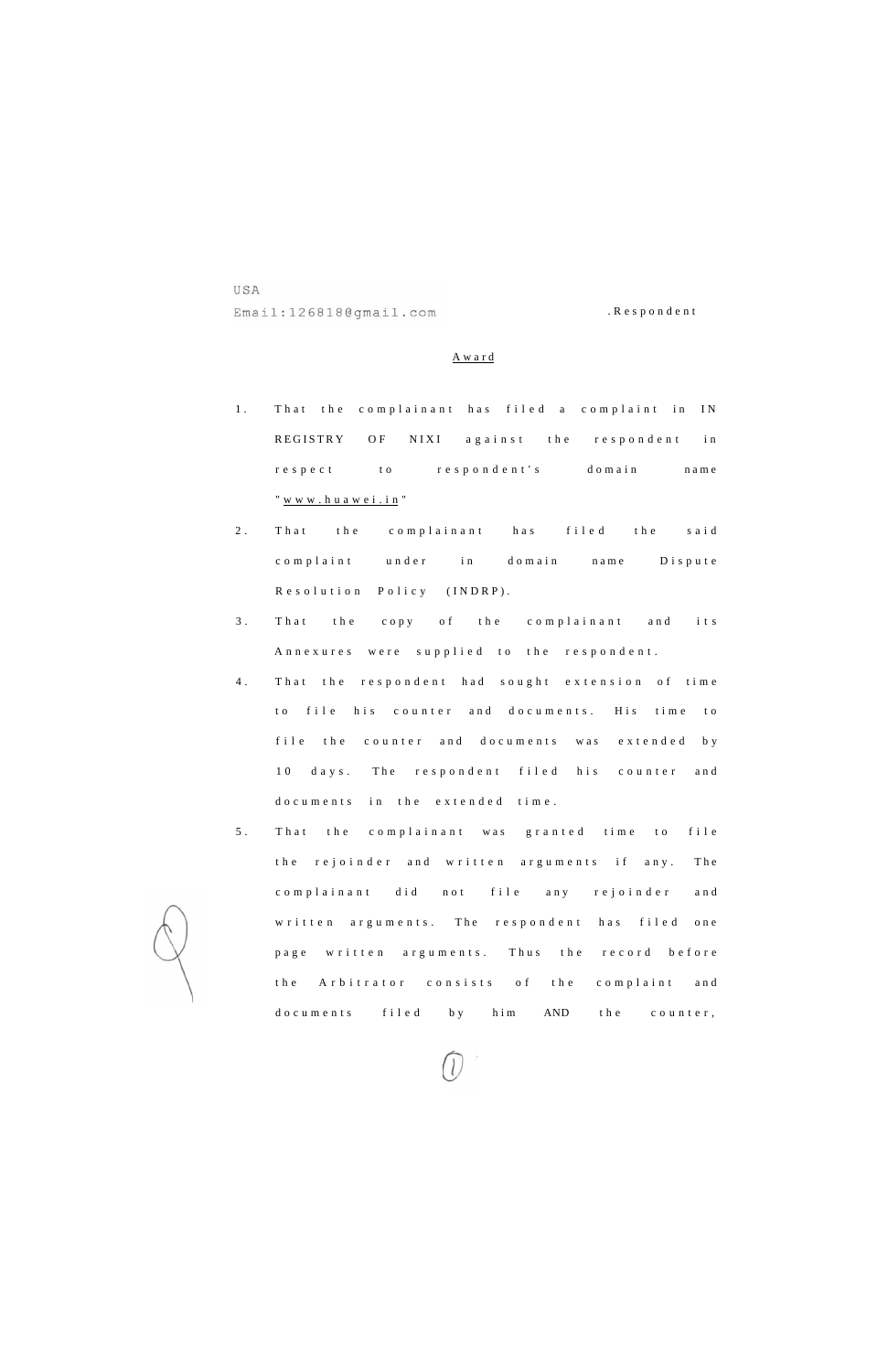USA
Email:126818@gmail.com .Respondent

## Award

1. That the complainant has filed a complaint in IN REGISTRY OF NIXI against the respondent in respect to respondent's domain name "www.huawei.in"
2. That the complainant has filed the said complaint under in domain name Dispute Resolution Policy (INDRP).
3. That the copy of the complainant and its Annexures were supplied to the respondent.
4. That the respondent had sought extension of time to file his counter and documents. His time to file the counter and documents was extended by 10 days. The respondent filed his counter and documents in the extended time.
5. That the complainant was granted time to file the rejoinder and written arguments if any. The complainant did not file any rejoinder and written arguments. The respondent has filed one page written arguments. Thus the record before the Arbitrator consists of the complaint and documents filed by him AND the counter,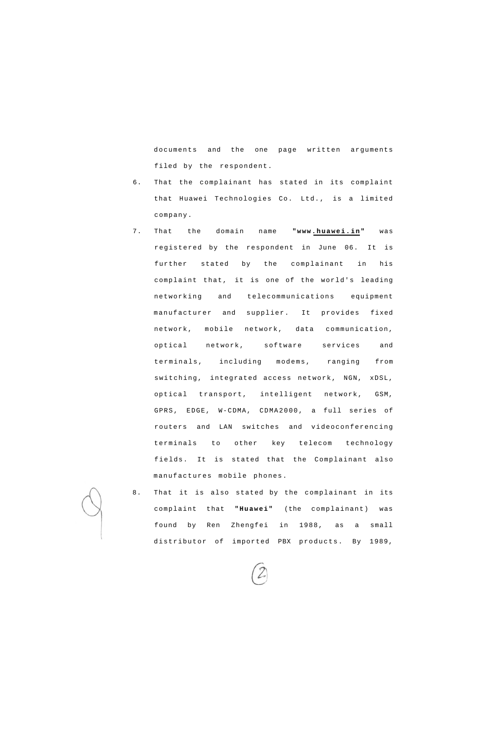documents and the one page written arguments filed by the respondent.

6. That the complainant has stated in its complaint that Huawei Technologies Co. Ltd., is a limited company.

7. That the domain name "**www.huawei.in**" was registered by the respondent in June 06. It is further stated by the complainant in his complaint that, it is one of the world's leading networking and telecommunications equipment manufacturer and supplier. It provides fixed network, mobile network, data communication, optical network, software services and terminals, including modems, ranging from switching, integrated access network, NGN, xDSL, optical transport, intelligent network, GSM, GPRS, EDGE, W-CDMA, CDMA2000, a full series of routers and LAN switches and videoconferencing terminals to other key telecom technology fields. It is stated that the Complainant also manufactures mobile phones.

8. That it is also stated by the complainant in its complaint that "**Huawei**" (the complainant) was found by Ren Zhengfei in 1988, as a small distributor of imported PBX products. By 1989,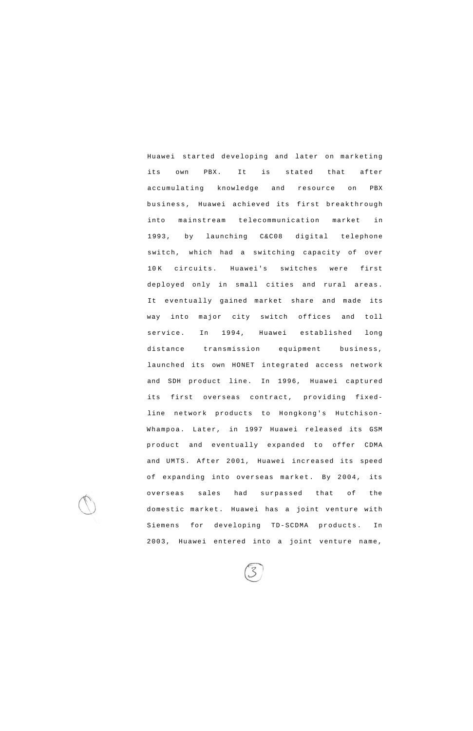Huawei started developing and later on marketing its own PBX. It is stated that after accumulating knowledge and resource on PBX business, Huawei achieved its first breakthrough into mainstream telecommunication market in 1993, by launching C&C08 digital telephone switch, which had a switching capacity of over 10K circuits. Huawei's switches were first deployed only in small cities and rural areas. It eventually gained market share and made its way into major city switch offices and toll service. In 1994, Huawei established long distance transmission equipment business, launched its own HONET integrated access network and SDH product line. In 1996, Huawei captured its first overseas contract, providing fixed-line network products to Hongkong's Hutchison-Whampoa. Later, in 1997 Huawei released its GSM product and eventually expanded to offer CDMA and UMTS. After 2001, Huawei increased its speed of expanding into overseas market. By 2004, its overseas sales had surpassed that of the domestic market. Huawei has a joint venture with Siemens for developing TD-SCDMA products. In 2003, Huawei entered into a joint venture name,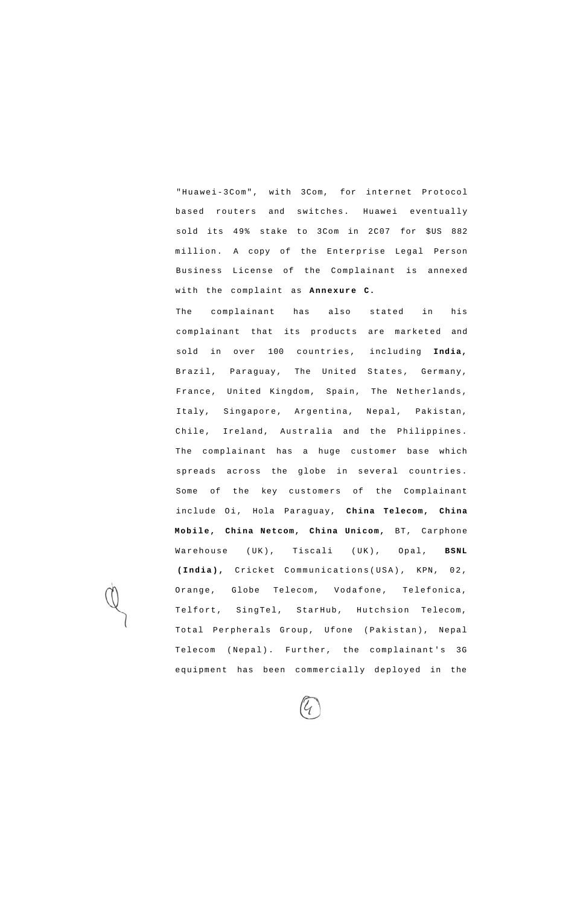"Huawei-3Com", with 3Com, for internet Protocol based routers and switches. Huawei eventually sold its 49% stake to 3Com in 2C07 for $US 882 million. A copy of the Enterprise Legal Person Business License of the Complainant is annexed with the complaint as **Annexure C.**

The complainant has also stated in his complainant that its products are marketed and sold in over 100 countries, including **India,** Brazil, Paraguay, The United States, Germany, France, United Kingdom, Spain, The Netherlands, Italy, Singapore, Argentina, Nepal, Pakistan, Chile, Ireland, Australia and the Philippines. The complainant has a huge customer base which spreads across the globe in several countries. Some of the key customers of the Complainant include Oi, Hola Paraguay, **China Telecom, China Mobile, China Netcom, China Unicom,** BT, Carphone Warehouse (UK), Tiscali (UK), Opal, **BSNL (India),** Cricket Communications(USA), KPN, 02, Orange, Globe Telecom, Vodafone, Telefonica, Telfort, SingTel, StarHub, Hutchsion Telecom, Total Perpherals Group, Ufone (Pakistan), Nepal Telecom (Nepal). Further, the complainant's 3G equipment has been commercially deployed in the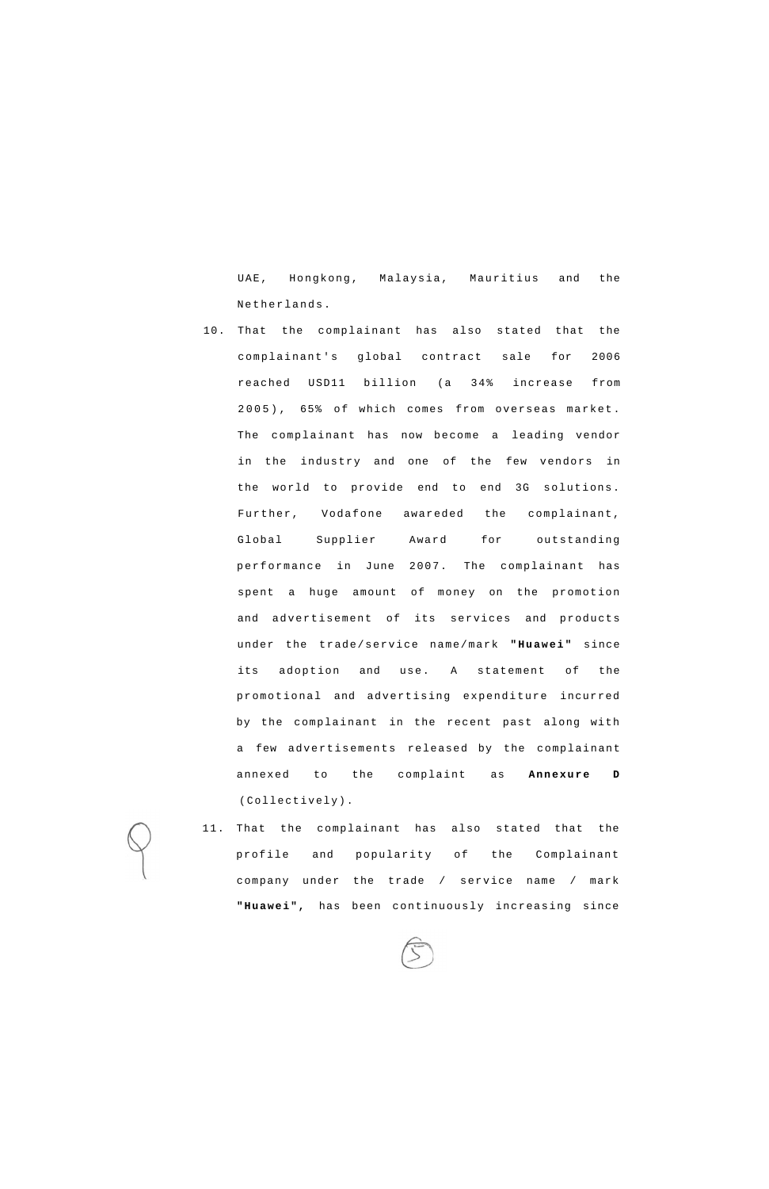UAE, Hongkong, Malaysia, Mauritius and the Netherlands.

10. That the complainant has also stated that the complainant's global contract sale for 2006 reached USD11 billion (a 34% increase from 2005), 65% of which comes from overseas market. The complainant has now become a leading vendor in the industry and one of the few vendors in the world to provide end to end 3G solutions. Further, Vodafone awareded the complainant, Global Supplier Award for outstanding performance in June 2007. The complainant has spent a huge amount of money on the promotion and advertisement of its services and products under the trade/service name/mark **"Huawei"** since its adoption and use. A statement of the promotional and advertising expenditure incurred by the complainant in the recent past along with a few advertisements released by the complainant annexed to the complaint as **Annexure D** (Collectively).

11. That the complainant has also stated that the profile and popularity of the Complainant company under the trade / service name / mark **"Huawei"**, has been continuously increasing since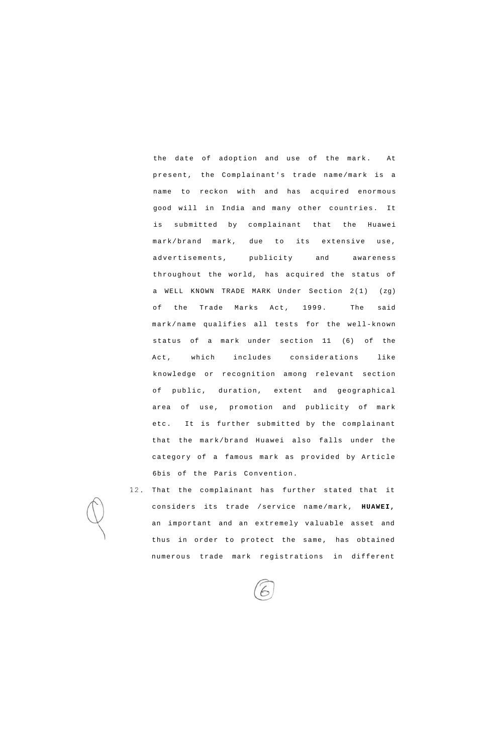the date of adoption and use of the mark. At present, the Complainant's trade name/mark is a name to reckon with and has acquired enormous good will in India and many other countries. It is submitted by complainant that the Huawei mark/brand mark, due to its extensive use, advertisements, publicity and awareness throughout the world, has acquired the status of a WELL KNOWN TRADE MARK Under Section 2(1) (zg) of the Trade Marks Act, 1999. The said mark/name qualifies all tests for the well-known status of a mark under section 11 (6) of the Act, which includes considerations like knowledge or recognition among relevant section of public, duration, extent and geographical area of use, promotion and publicity of mark etc. It is further submitted by the complainant that the mark/brand Huawei also falls under the category of a famous mark as provided by Article 6bis of the Paris Convention.

12. That the complainant has further stated that it considers its trade /service name/mark, **HUAWEI,** an important and an extremely valuable asset and thus in order to protect the same, has obtained numerous trade mark registrations in different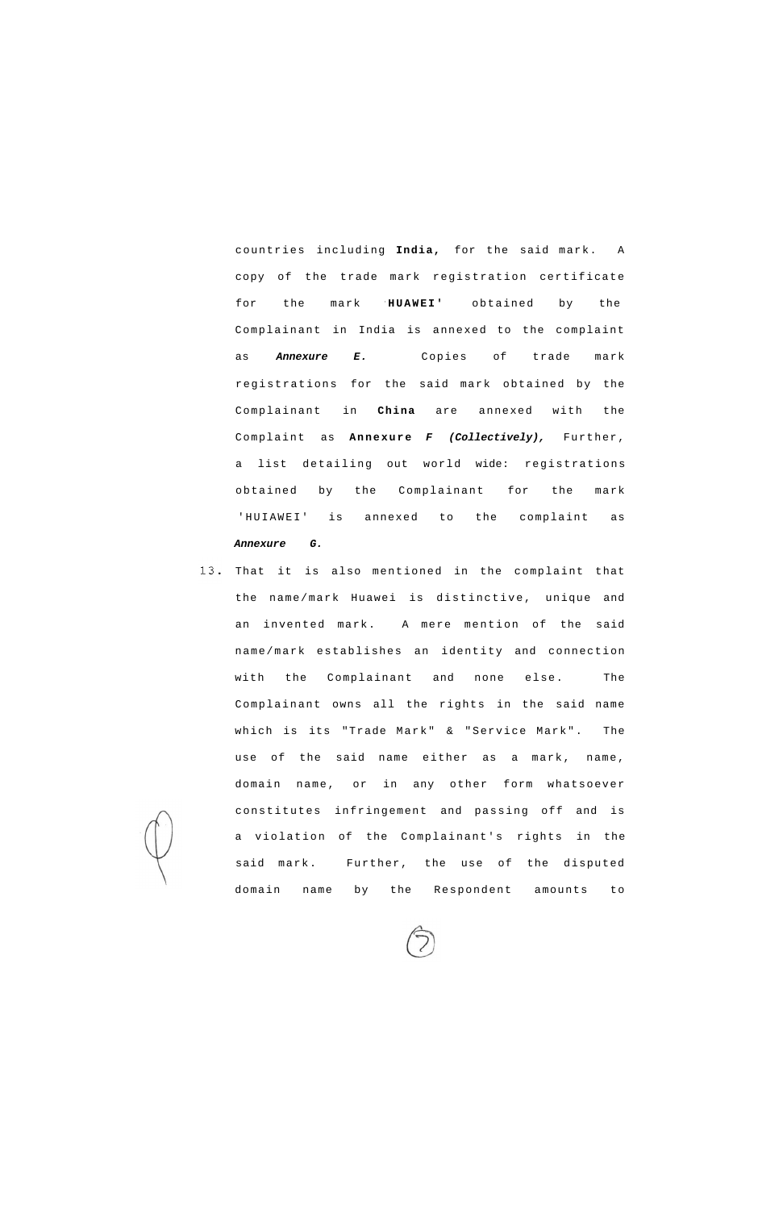countries including **India**, for the said mark. A copy of the trade mark registration certificate for the mark 'HUAWEI' obtained by the Complainant in India is annexed to the complaint as ***Annexure E.*** Copies of trade mark registrations for the said mark obtained by the Complainant in **China** are annexed with the Complaint as **Annexure *F (Collectively),*** Further, a list detailing out world wide: registrations obtained by the Complainant for the mark 'HUIAWEI' is annexed to the complaint as ***Annexure G.***

13. That it is also mentioned in the complaint that the name/mark Huawei is distinctive, unique and an invented mark. A mere mention of the said name/mark establishes an identity and connection with the Complainant and none else. The Complainant owns all the rights in the said name which is its "Trade Mark" & "Service Mark". The use of the said name either as a mark, name, domain name, or in any other form whatsoever constitutes infringement and passing off and is a violation of the Complainant's rights in the said mark. Further, the use of the disputed domain name by the Respondent amounts to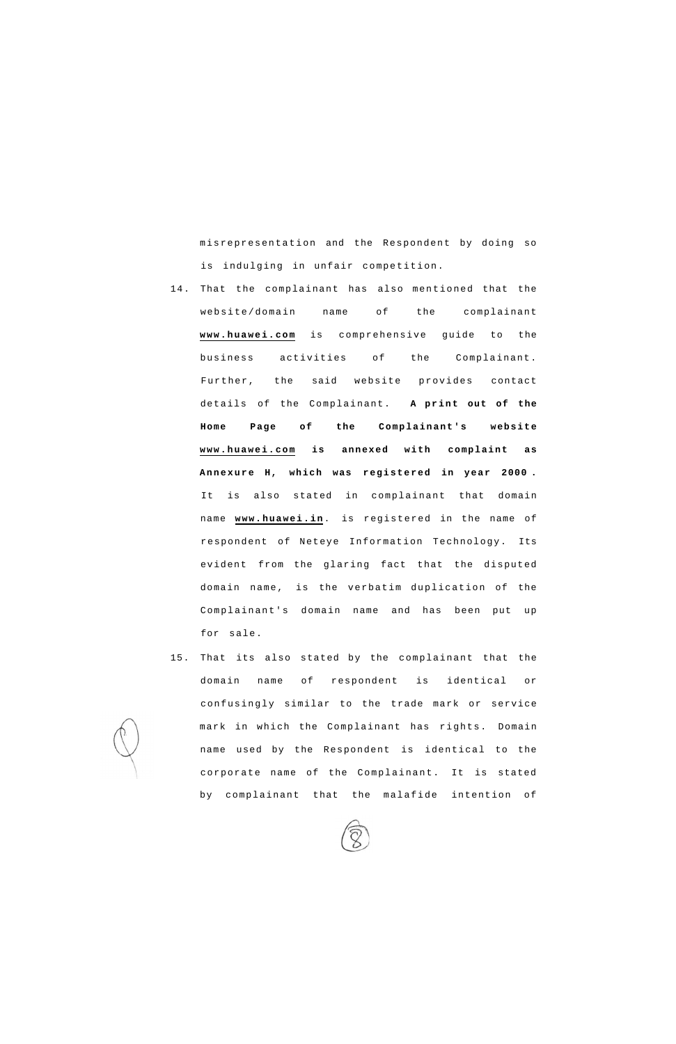misrepresentation and the Respondent by doing so is indulging in unfair competition.

14. That the complainant has also mentioned that the website/domain name of the complainant www.huawei.com is comprehensive guide to the business activities of the Complainant. Further, the said website provides contact details of the Complainant. **A print out of the Home Page of the Complainant's website www.huawei.com is annexed with complaint as Annexure H, which was registered in year 2000 .** It is also stated in complainant that domain name **www.huawei.in**. is registered in the name of respondent of Neteye Information Technology. Its evident from the glaring fact that the disputed domain name, is the verbatim duplication of the Complainant's domain name and has been put up for sale.

15. That its also stated by the complainant that the domain name of respondent is identical or confusingly similar to the trade mark or service mark in which the Complainant has rights. Domain name used by the Respondent is identical to the corporate name of the Complainant. It is stated by complainant that the malafide intention of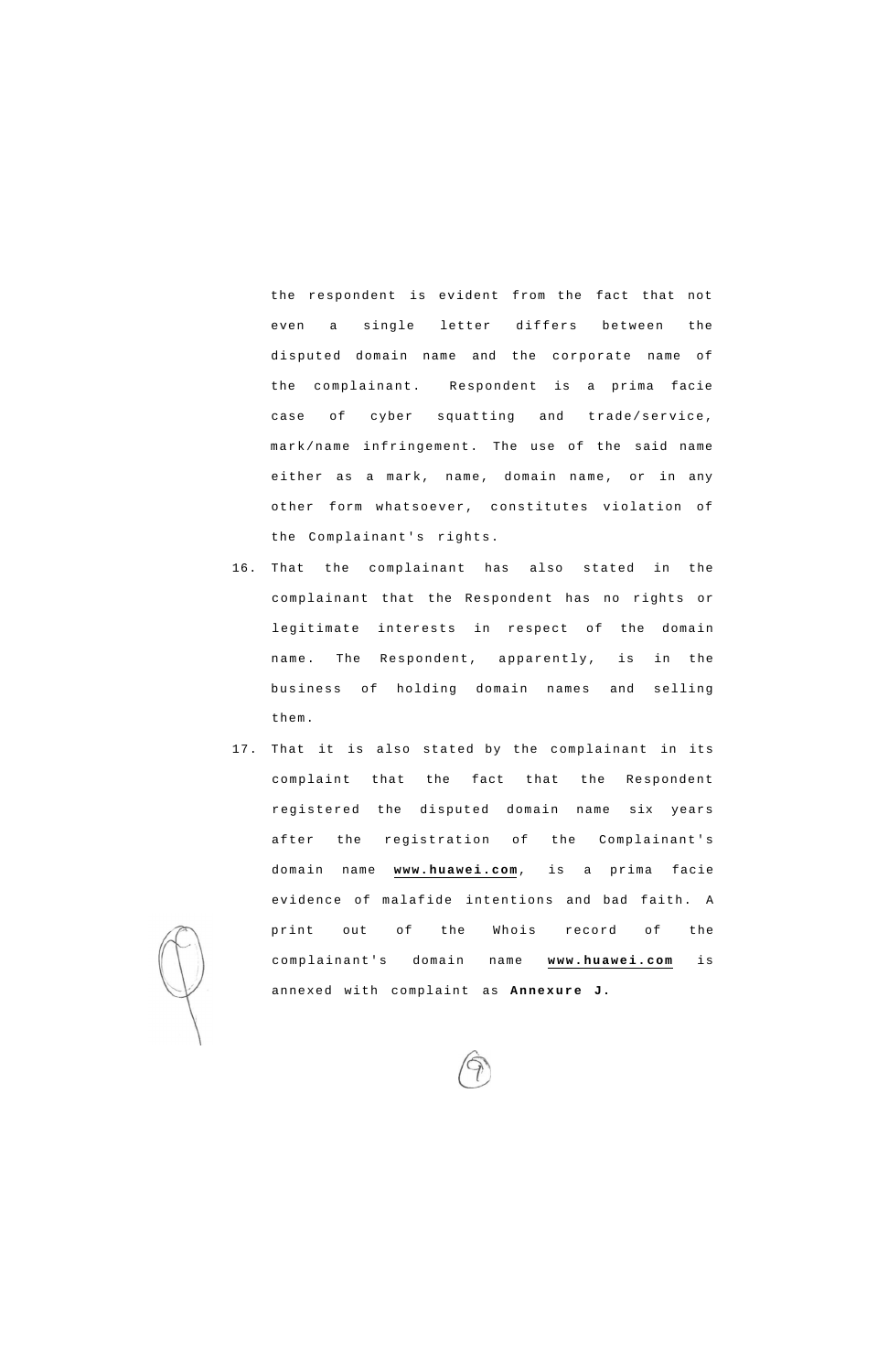the respondent is evident from the fact that not even a single letter differs between the disputed domain name and the corporate name of the complainant. Respondent is a prima facie case of cyber squatting and trade/service, mark/name infringement. The use of the said name either as a mark, name, domain name, or in any other form whatsoever, constitutes violation of the Complainant's rights.

16. That the complainant has also stated in the complainant that the Respondent has no rights or legitimate interests in respect of the domain name. The Respondent, apparently, is in the business of holding domain names and selling them.

17. That it is also stated by the complainant in its complaint that the fact that the Respondent registered the disputed domain name six years after the registration of the Complainant's domain name **www.huawei.com**, is a prima facie evidence of malafide intentions and bad faith. A print out of the Whois record of the complainant's domain name **www.huawei.com** is annexed with complaint as **Annexure J.**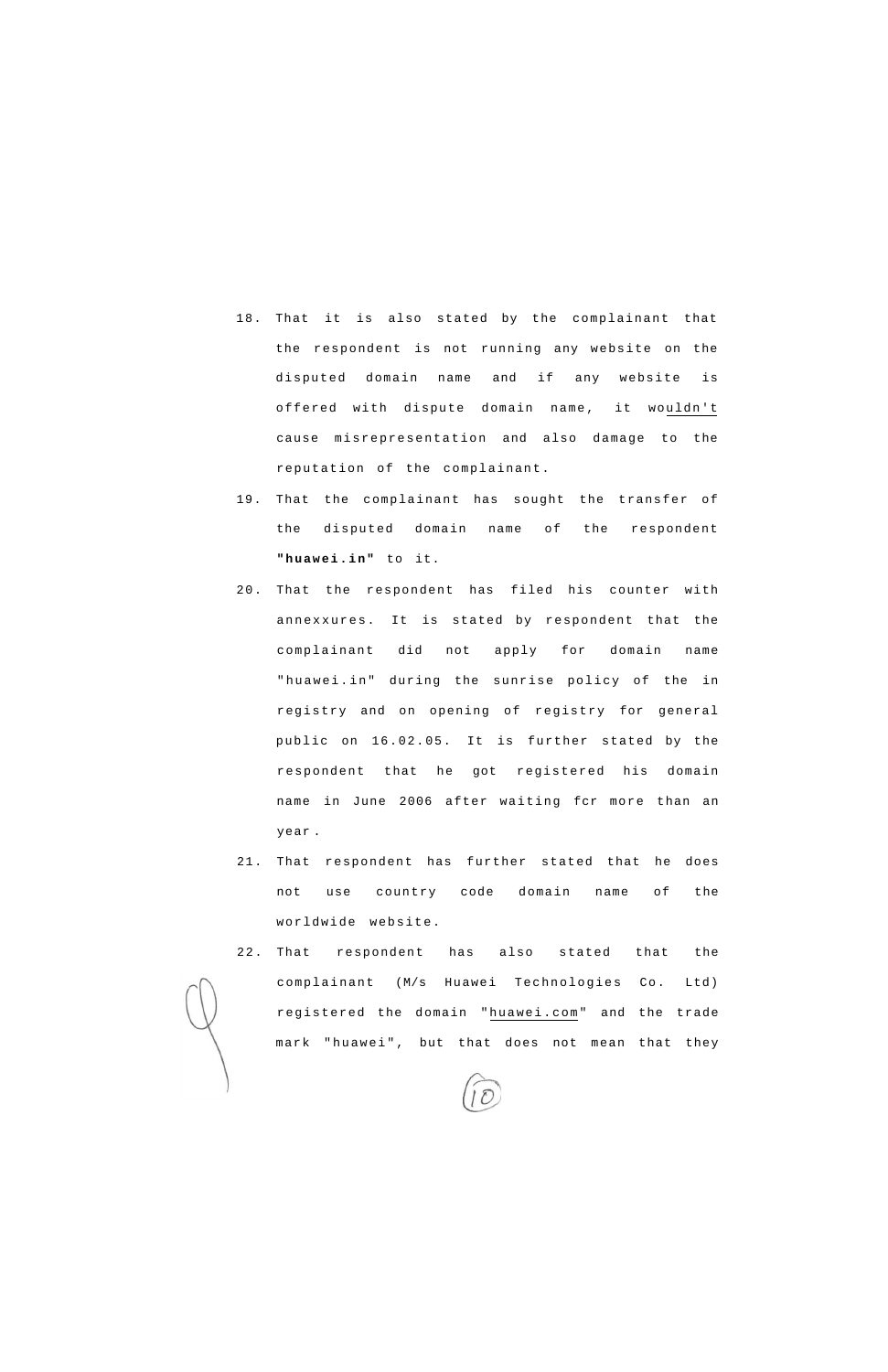18. That it is also stated by the complainant that the respondent is not running any website on the disputed domain name and if any website is offered with dispute domain name, it wouldn't cause misrepresentation and also damage to the reputation of the complainant.

19. That the complainant has sought the transfer of the disputed domain name of the respondent **"huawei.in"** to it.

20. That the respondent has filed his counter with annexxures. It is stated by respondent that the complainant did not apply for domain name "huawei.in" during the sunrise policy of the in registry and on opening of registry for general public on 16.02.05. It is further stated by the respondent that he got registered his domain name in June 2006 after waiting fcr more than an year.

21. That respondent has further stated that he does not use country code domain name of the worldwide website.

22. That respondent has also stated that the complainant (M/s Huawei Technologies Co. Ltd) registered the domain "huawei.com" and the trade mark "huawei", but that does not mean that they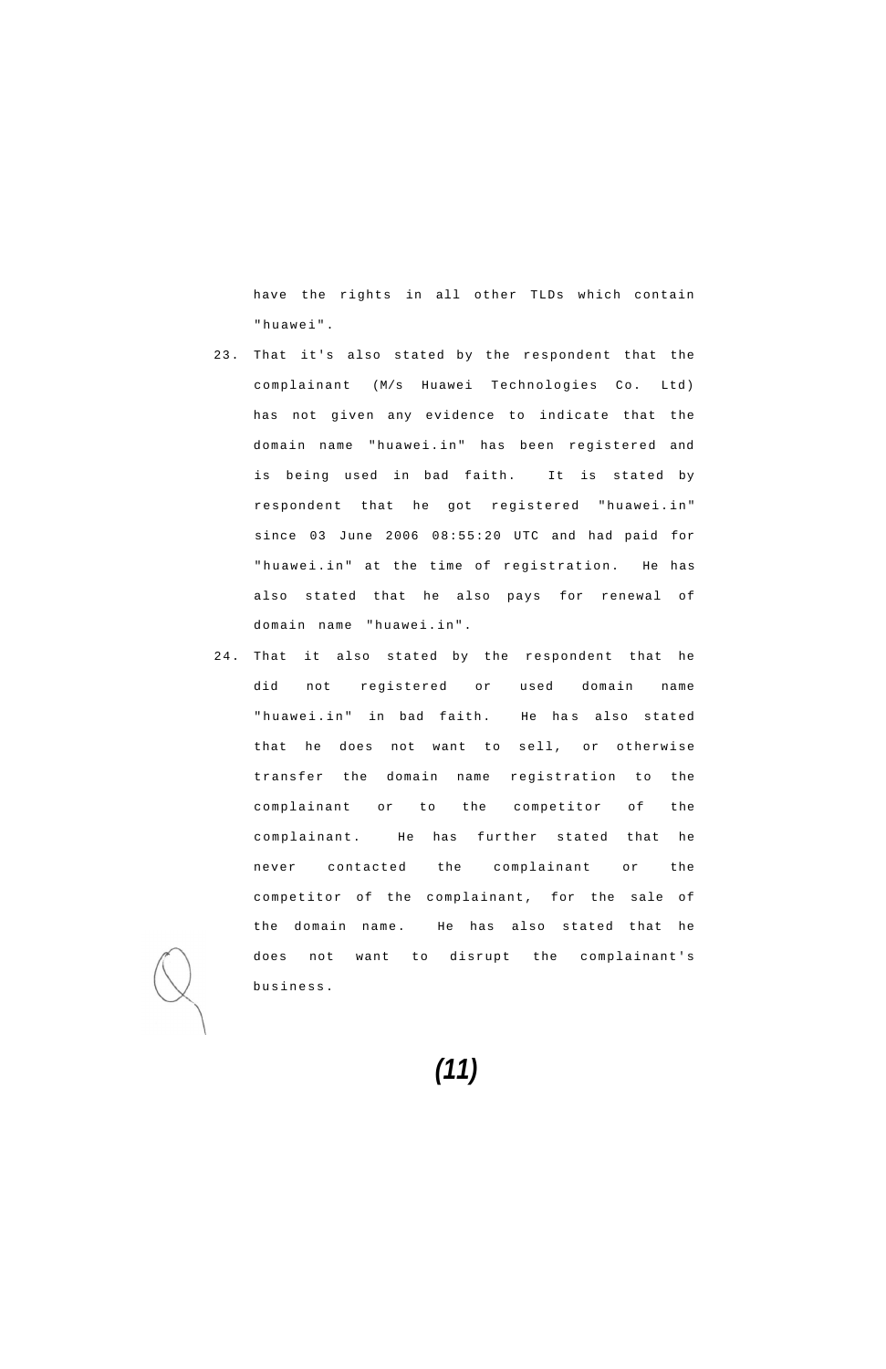have the rights in all other TLDs which contain "huawei".

23. That it's also stated by the respondent that the complainant (M/s Huawei Technologies Co. Ltd) has not given any evidence to indicate that the domain name "huawei.in" has been registered and is being used in bad faith. It is stated by respondent that he got registered "huawei.in" since 03 June 2006 08:55:20 UTC and had paid for "huawei.in" at the time of registration. He has also stated that he also pays for renewal of domain name "huawei.in".

24. That it also stated by the respondent that he did not registered or used domain name "huawei.in" in bad faith. He has also stated that he does not want to sell, or otherwise transfer the domain name registration to the complainant or to the competitor of the complainant. He has further stated that he never contacted the complainant or the competitor of the complainant, for the sale of the domain name. He has also stated that he does not want to disrupt the complainant's business.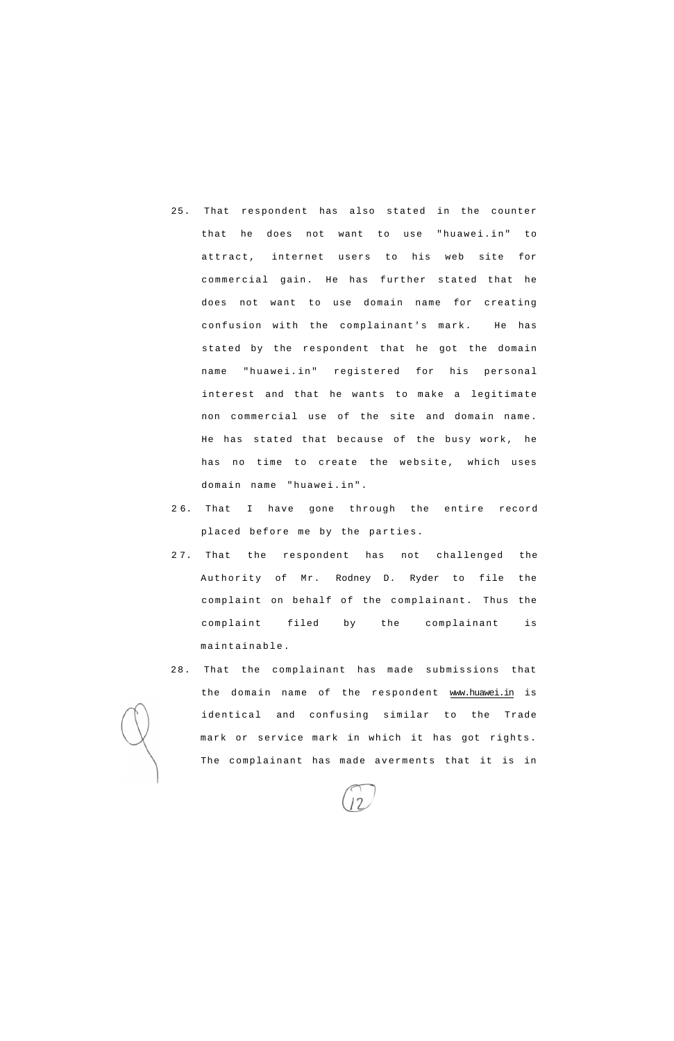25. That respondent has also stated in the counter that he does not want to use "huawei.in" to attract, internet users to his web site for commercial gain. He has further stated that he does not want to use domain name for creating confusion with the complainant's mark. He has stated by the respondent that he got the domain name "huawei.in" registered for his personal interest and that he wants to make a legitimate non commercial use of the site and domain name. He has stated that because of the busy work, he has no time to create the website, which uses domain name "huawei.in".

26. That I have gone through the entire record placed before me by the parties.

27. That the respondent has not challenged the Authority of Mr. Rodney D. Ryder to file the complaint on behalf of the complainant. Thus the complaint filed by the complainant is maintainable.

28. That the complainant has made submissions that the domain name of the respondent www.huawei.in is identical and confusing similar to the Trade mark or service mark in which it has got rights. The complainant has made averments that it is in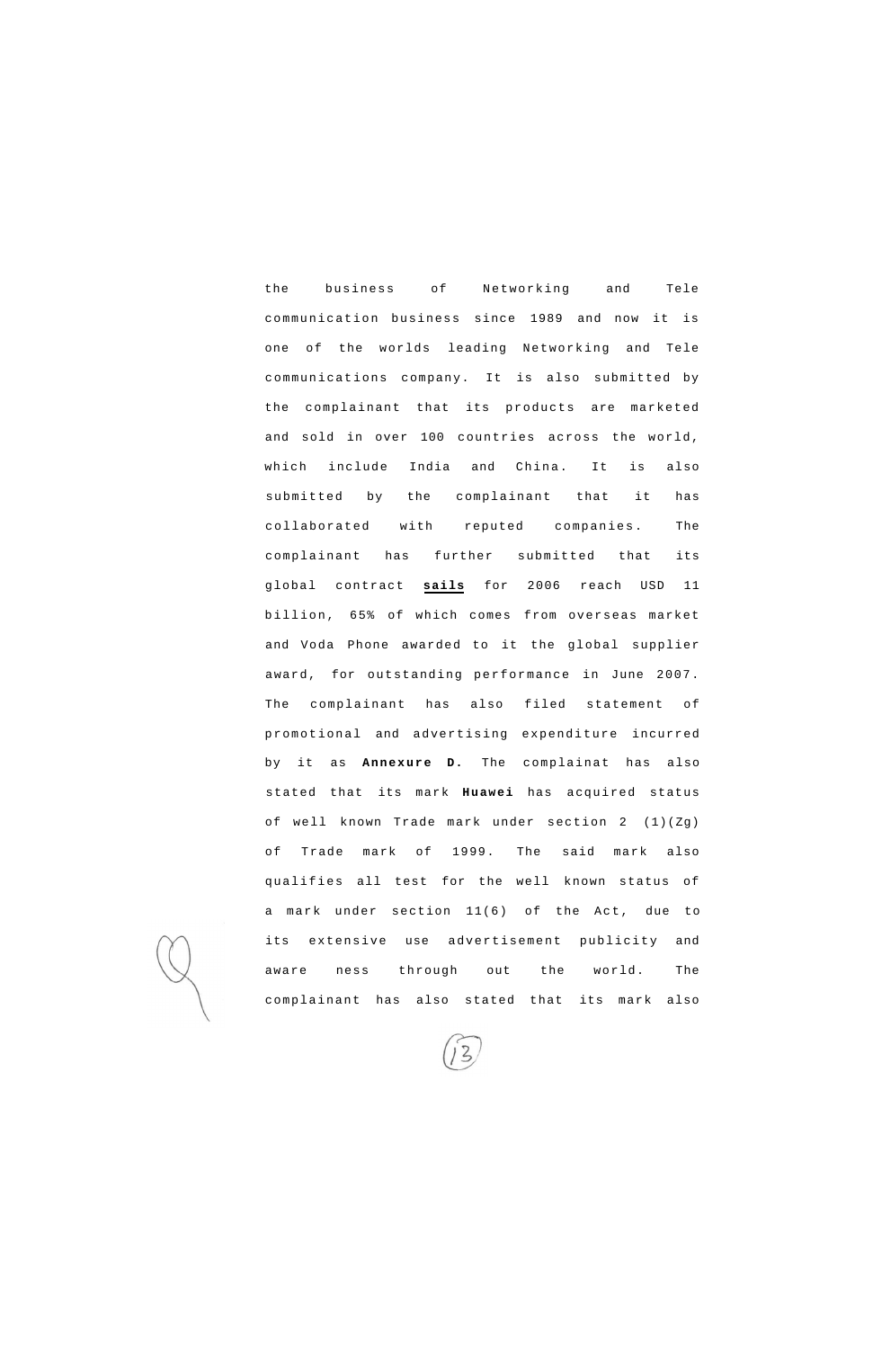the business of Networking and Tele communication business since 1989 and now it is one of the worlds leading Networking and Tele communications company. It is also submitted by the complainant that its products are marketed and sold in over 100 countries across the world, which include India and China. It is also submitted by the complainant that it has collaborated with reputed companies. The complainant has further submitted that its global contract **sails** for 2006 reach USD 11 billion, 65% of which comes from overseas market and Voda Phone awarded to it the global supplier award, for outstanding performance in June 2007. The complainant has also filed statement of promotional and advertising expenditure incurred by it as **Annexure D.** The complainat has also stated that its mark **Huawei** has acquired status of well known Trade mark under section 2 (1)(Zg) of Trade mark of 1999. The said mark also qualifies all test for the well known status of a mark under section 11(6) of the Act, due to its extensive use advertisement publicity and aware ness through out the world. The complainant has also stated that its mark also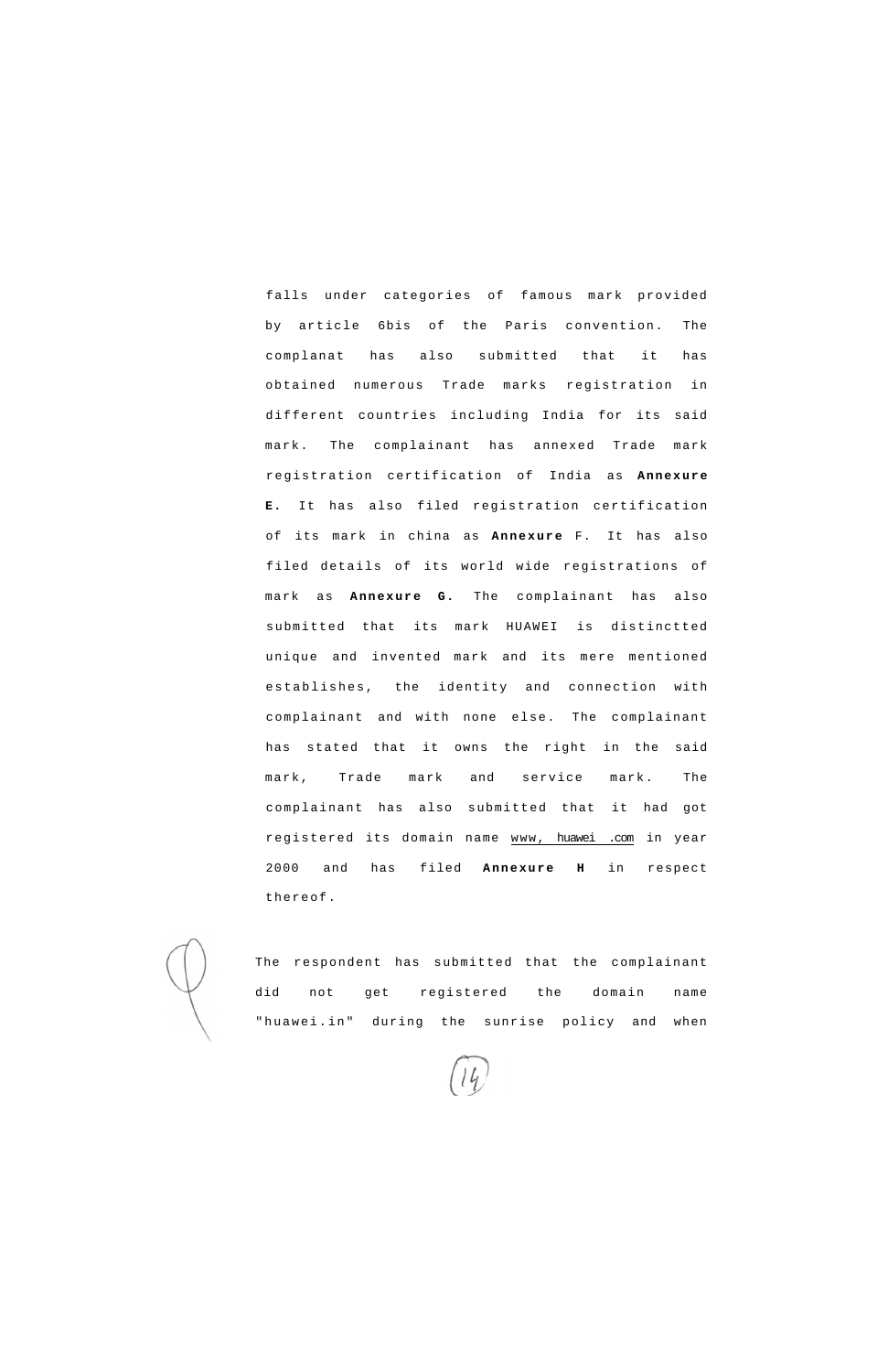falls under categories of famous mark provided by article 6bis of the Paris convention. The complanat has also submitted that it has obtained numerous Trade marks registration in different countries including India for its said mark. The complainant has annexed Trade mark registration certification of India as **Annexure E.** It has also filed registration certification of its mark in china as **Annexure** F. It has also filed details of its world wide registrations of mark as **Annexure G.** The complainant has also submitted that its mark HUAWEI is distinctted unique and invented mark and its mere mentioned establishes, the identity and connection with complainant and with none else. The complainant has stated that it owns the right in the said mark, Trade mark and service mark. The complainant has also submitted that it had got registered its domain name www, huawei .com in year 2000 and has filed **Annexure H** in respect thereof.

The respondent has submitted that the complainant did not get registered the domain name "huawei.in" during the sunrise policy and when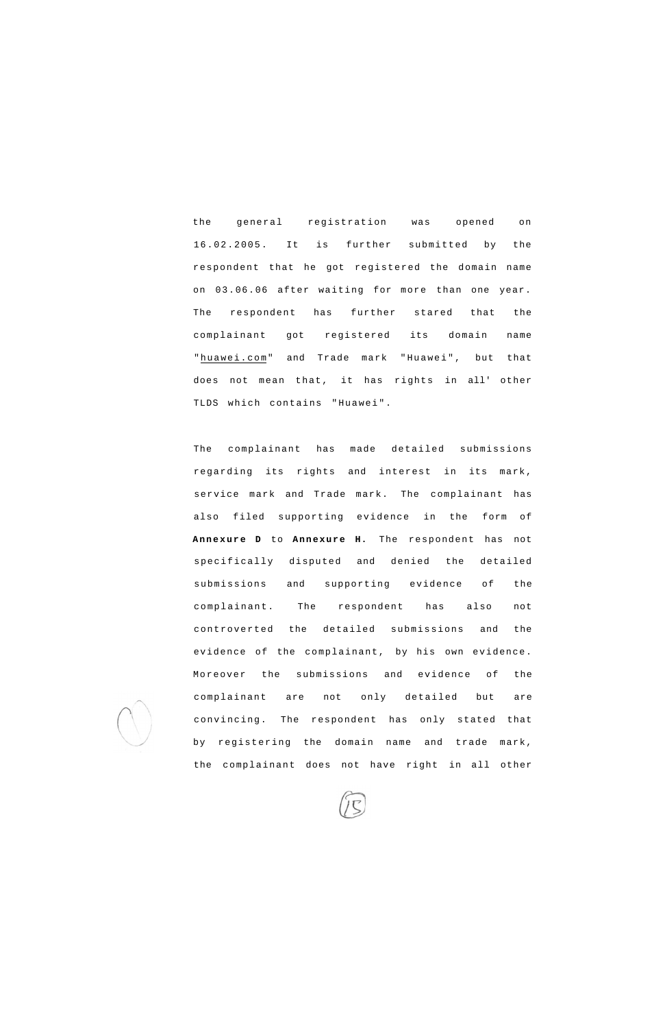the general registration was opened on 16.02.2005. It is further submitted by the respondent that he got registered the domain name on 03.06.06 after waiting for more than one year. The respondent has further stared that the complainant got registered its domain name "huawei.com" and Trade mark "Huawei", but that does not mean that, it has rights in all' other TLDS which contains "Huawei".

The complainant has made detailed submissions regarding its rights and interest in its mark, service mark and Trade mark. The complainant has also filed supporting evidence in the form of **Annexure D** to **Annexure H.** The respondent has not specifically disputed and denied the detailed submissions and supporting evidence of the complainant. The respondent has also not controverted the detailed submissions and the evidence of the complainant, by his own evidence. Moreover the submissions and evidence of the complainant are not only detailed but are convincing. The respondent has only stated that by registering the domain name and trade mark, the complainant does not have right in all other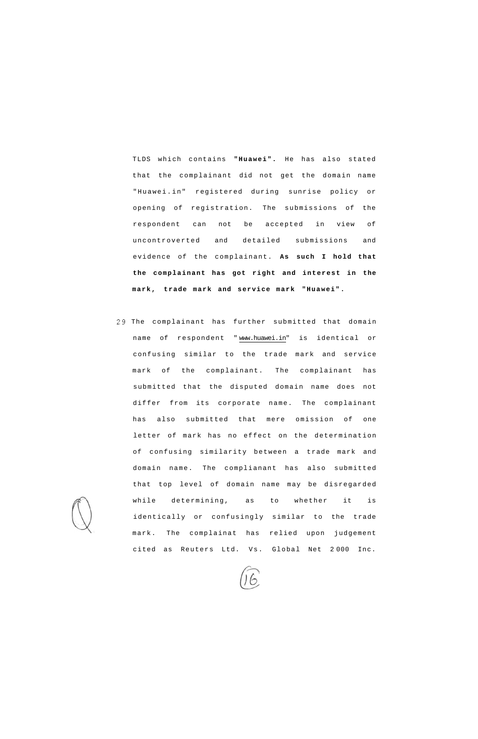TLDS which contains **"Huawei".** He has also stated that the complainant did not get the domain name "Huawei.in" registered during sunrise policy or opening of registration. The submissions of the respondent can not be accepted in view of uncontroverted and detailed submissions and evidence of the complainant. **As such I hold that the complainant has got right and interest in the mark, trade mark and service mark "Huawei".**

29 The complainant has further submitted that domain name of respondent "www.huawei.in" is identical or confusing similar to the trade mark and service mark of the complainant. The complainant has submitted that the disputed domain name does not differ from its corporate name. The complainant has also submitted that mere omission of one letter of mark has no effect on the determination of confusing similarity between a trade mark and domain name. The complianant has also submitted that top level of domain name may be disregarded while determining, as to whether it is identically or confusingly similar to the trade mark. The complainat has relied upon judgement cited as Reuters Ltd. Vs. Global Net 2000 Inc.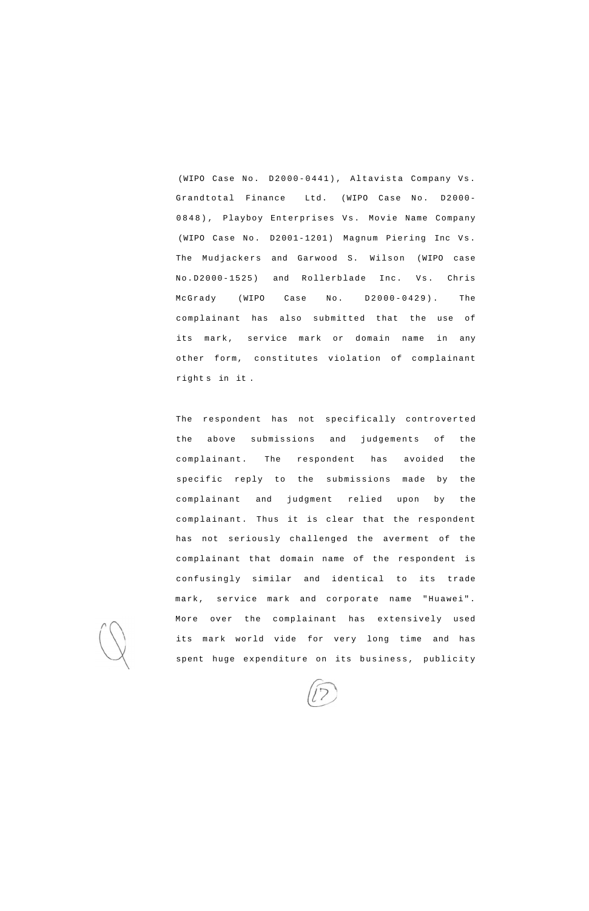(WIPO Case No. D2000-0441), Altavista Company Vs. Grandtotal Finance Ltd. (WIPO Case No. D2000-0848), Playboy Enterprises Vs. Movie Name Company (WIPO Case No. D2001-1201) Magnum Piering Inc Vs. The Mudjackers and Garwood S. Wilson (WIPO case No.D2000-1525) and Rollerblade Inc. Vs. Chris McGrady (WIPO Case No. D2000-0429). The complainant has also submitted that the use of its mark, service mark or domain name in any other form, constitutes violation of complainant rights in it.

The respondent has not specifically controverted the above submissions and judgements of the complainant. The respondent has avoided the specific reply to the submissions made by the complainant and judgment relied upon by the complainant. Thus it is clear that the respondent has not seriously challenged the averment of the complainant that domain name of the respondent is confusingly similar and identical to its trade mark, service mark and corporate name "Huawei". More over the complainant has extensively used its mark world vide for very long time and has spent huge expenditure on its business, publicity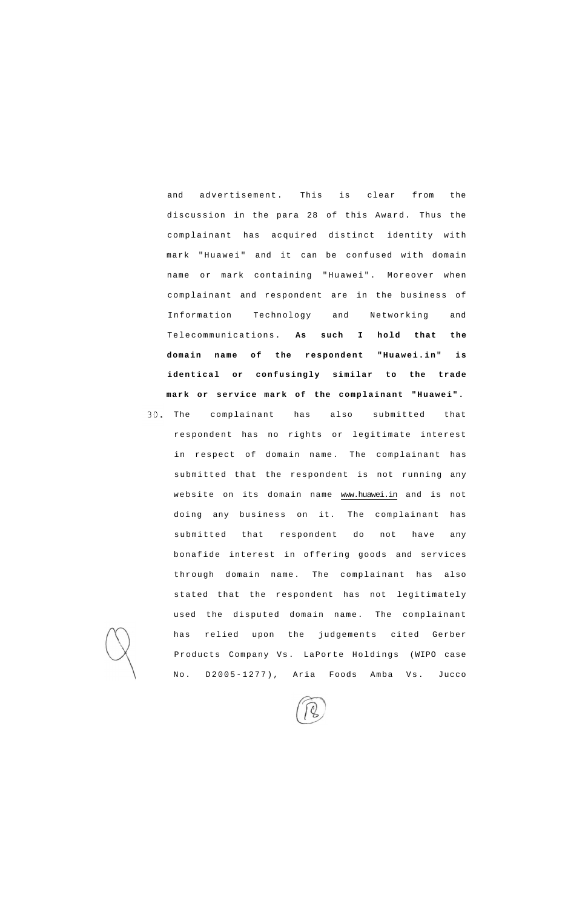and advertisement. This is clear from the discussion in the para 28 of this Award. Thus the complainant has acquired distinct identity with mark "Huawei" and it can be confused with domain name or mark containing "Huawei". Moreover when complainant and respondent are in the business of Information Technology and Networking and Telecommunications. **As such I hold that the domain name of the respondent "Huawei.in" is identical or confusingly similar to the trade mark or service mark of the complainant "Huawei".**

30. The complainant has also submitted that respondent has no rights or legitimate interest in respect of domain name. The complainant has submitted that the respondent is not running any website on its domain name www.huawei.in and is not doing any business on it. The complainant has submitted that respondent do not have any bonafide interest in offering goods and services through domain name. The complainant has also stated that the respondent has not legitimately used the disputed domain name. The complainant has relied upon the judgements cited Gerber Products Company Vs. LaPorte Holdings (WIPO case No. D2005-1277), Aria Foods Amba Vs. Jucco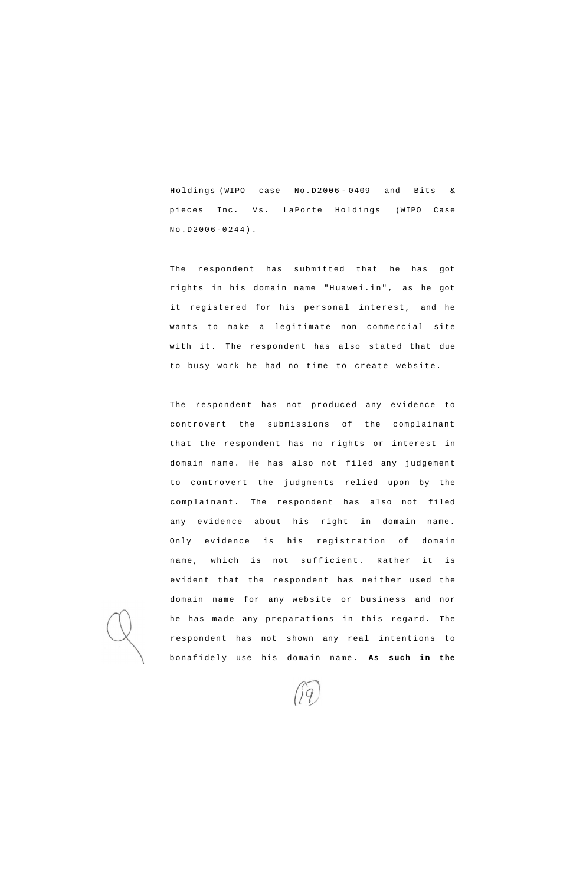Holdings (WIPO case No.D2006-0409 and Bits & pieces Inc. Vs. LaPorte Holdings (WIPO Case No.D2006-0244).

The respondent has submitted that he has got rights in his domain name "Huawei.in", as he got it registered for his personal interest, and he wants to make a legitimate non commercial site with it. The respondent has also stated that due to busy work he had no time to create website.

The respondent has not produced any evidence to controvert the submissions of the complainant that the respondent has no rights or interest in domain name. He has also not filed any judgement to controvert the judgments relied upon by the complainant. The respondent has also not filed any evidence about his right in domain name. Only evidence is his registration of domain name, which is not sufficient. Rather it is evident that the respondent has neither used the domain name for any website or business and nor he has made any preparations in this regard. The respondent has not shown any real intentions to bonafidely use his domain name. **As such in the**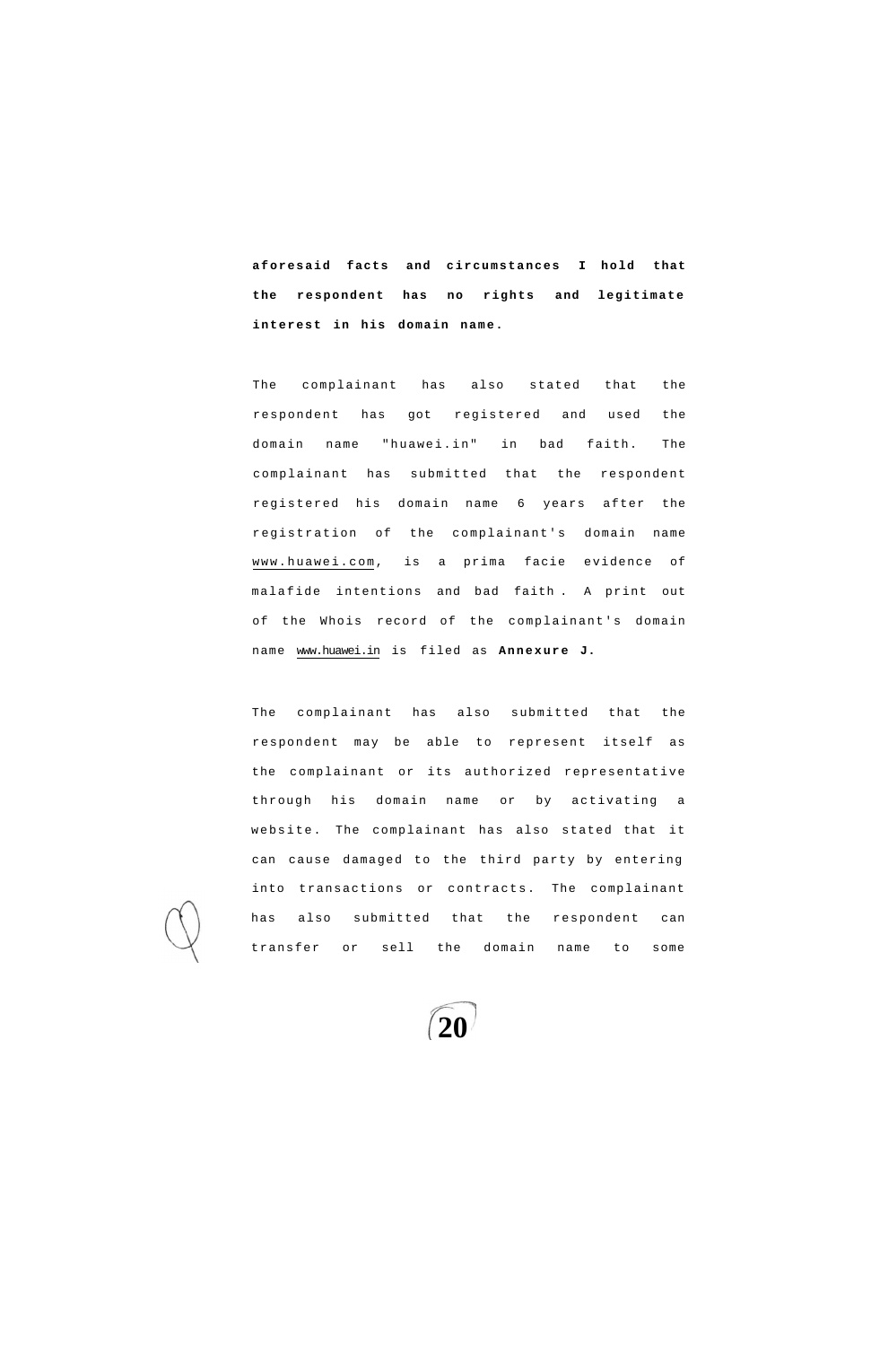**aforesaid facts and circumstances I hold that the respondent has no rights and legitimate interest in his domain name.**

The complainant has also stated that the respondent has got registered and used the domain name "huawei.in" in bad faith. The complainant has submitted that the respondent registered his domain name 6 years after the registration of the complainant's domain name www.huawei.com, is a prima facie evidence of malafide intentions and bad faith . A print out of the Whois record of the complainant's domain name www.huawei.in is filed as **Annexure J.**

The complainant has also submitted that the respondent may be able to represent itself as the complainant or its authorized representative through his domain name or by activating a website. The complainant has also stated that it can cause damaged to the third party by entering into transactions or contracts. The complainant has also submitted that the respondent can transfer or sell the domain name to some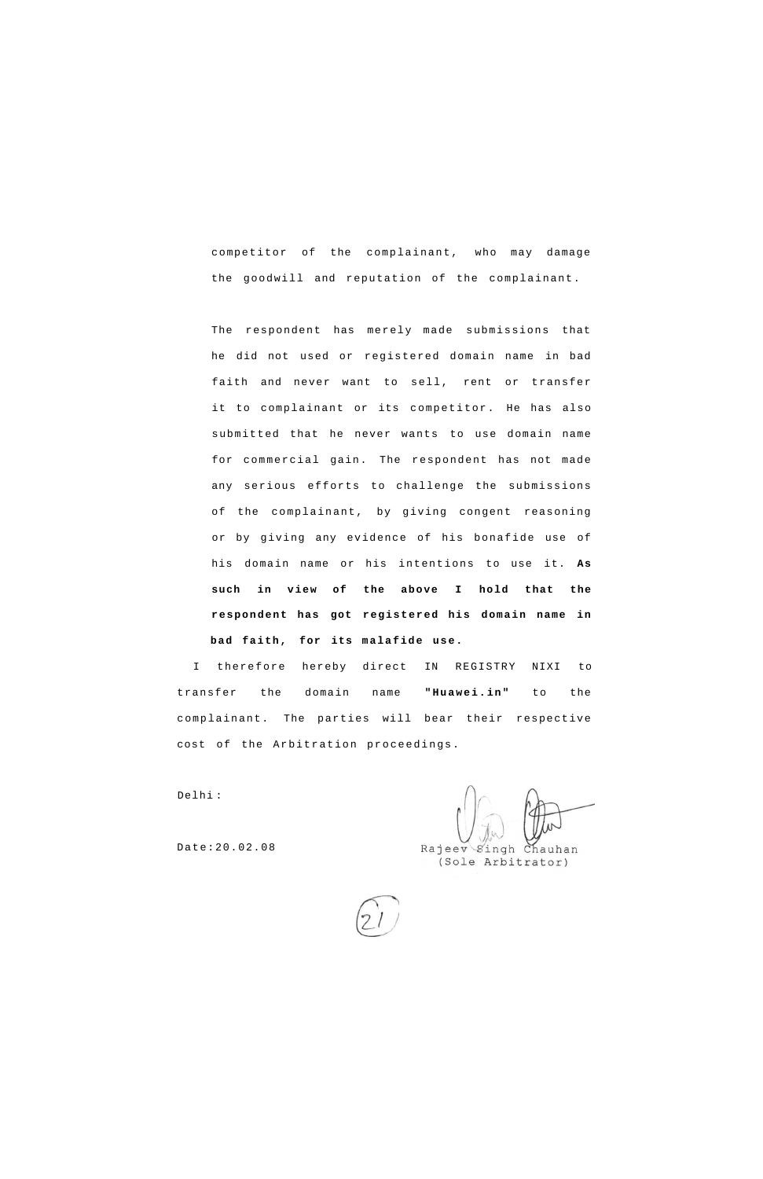competitor of the complainant, who may damage the goodwill and reputation of the complainant.

The respondent has merely made submissions that he did not used or registered domain name in bad faith and never want to sell, rent or transfer it to complainant or its competitor. He has also submitted that he never wants to use domain name for commercial gain. The respondent has not made any serious efforts to challenge the submissions of the complainant, by giving congent reasoning or by giving any evidence of his bonafide use of his domain name or his intentions to use it. **As such in view of the above I hold that the respondent has got registered his domain name in bad faith, for its malafide use.**

I therefore hereby direct IN REGISTRY NIXI to transfer the domain name **"Huawei.in"** to the complainant. The parties will bear their respective cost of the Arbitration proceedings.

Delhi:

Date:20.02.08

Rajeev Singh Chauhan
(Sole Arbitrator)